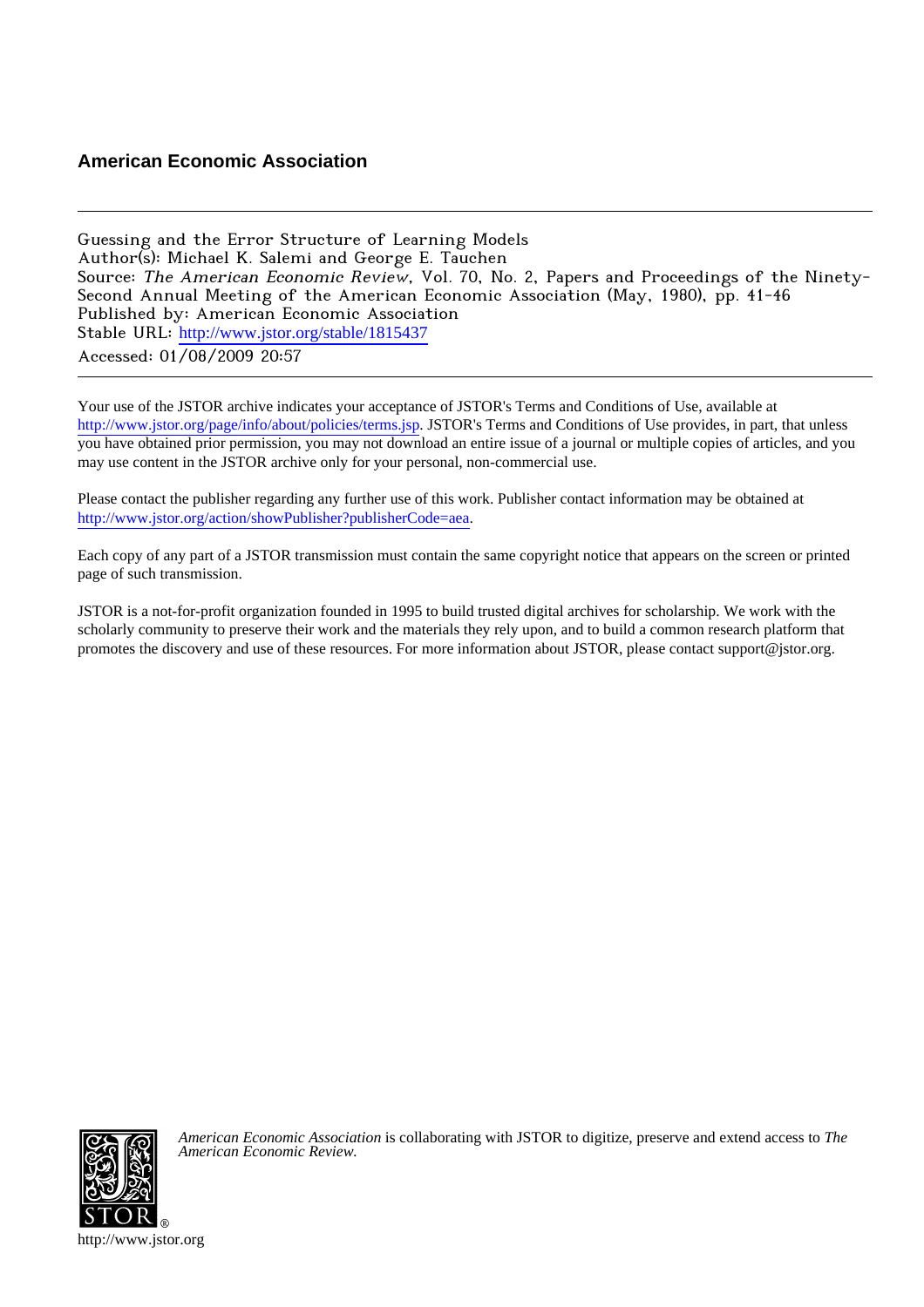**American Economic Association**

---

Guessing and the Error Structure of Learning Models
Author(s): Michael K. Salemi and George E. Tauchen
Source: *The American Economic Review*, Vol. 70, No. 2, Papers and Proceedings of the Ninety-Second Annual Meeting of the American Economic Association (May, 1980), pp. 41-46
Published by: American Economic Association
Stable URL: http://www.jstor.org/stable/1815437
Accessed: 01/08/2009 20:57

---

Your use of the JSTOR archive indicates your acceptance of JSTOR's Terms and Conditions of Use, available at http://www.jstor.org/page/info/about/policies/terms.jsp. JSTOR's Terms and Conditions of Use provides, in part, that unless you have obtained prior permission, you may not download an entire issue of a journal or multiple copies of articles, and you may use content in the JSTOR archive only for your personal, non-commercial use.

Please contact the publisher regarding any further use of this work. Publisher contact information may be obtained at http://www.jstor.org/action/showPublisher?publisherCode=aea.

Each copy of any part of a JSTOR transmission must contain the same copyright notice that appears on the screen or printed page of such transmission.

JSTOR is a not-for-profit organization founded in 1995 to build trusted digital archives for scholarship. We work with the scholarly community to preserve their work and the materials they rely upon, and to build a common research platform that promotes the discovery and use of these resources. For more information about JSTOR, please contact support@jstor.org.

*American Economic Association* is collaborating with JSTOR to digitize, preserve and extend access to *The American Economic Review.*

http://www.jstor.org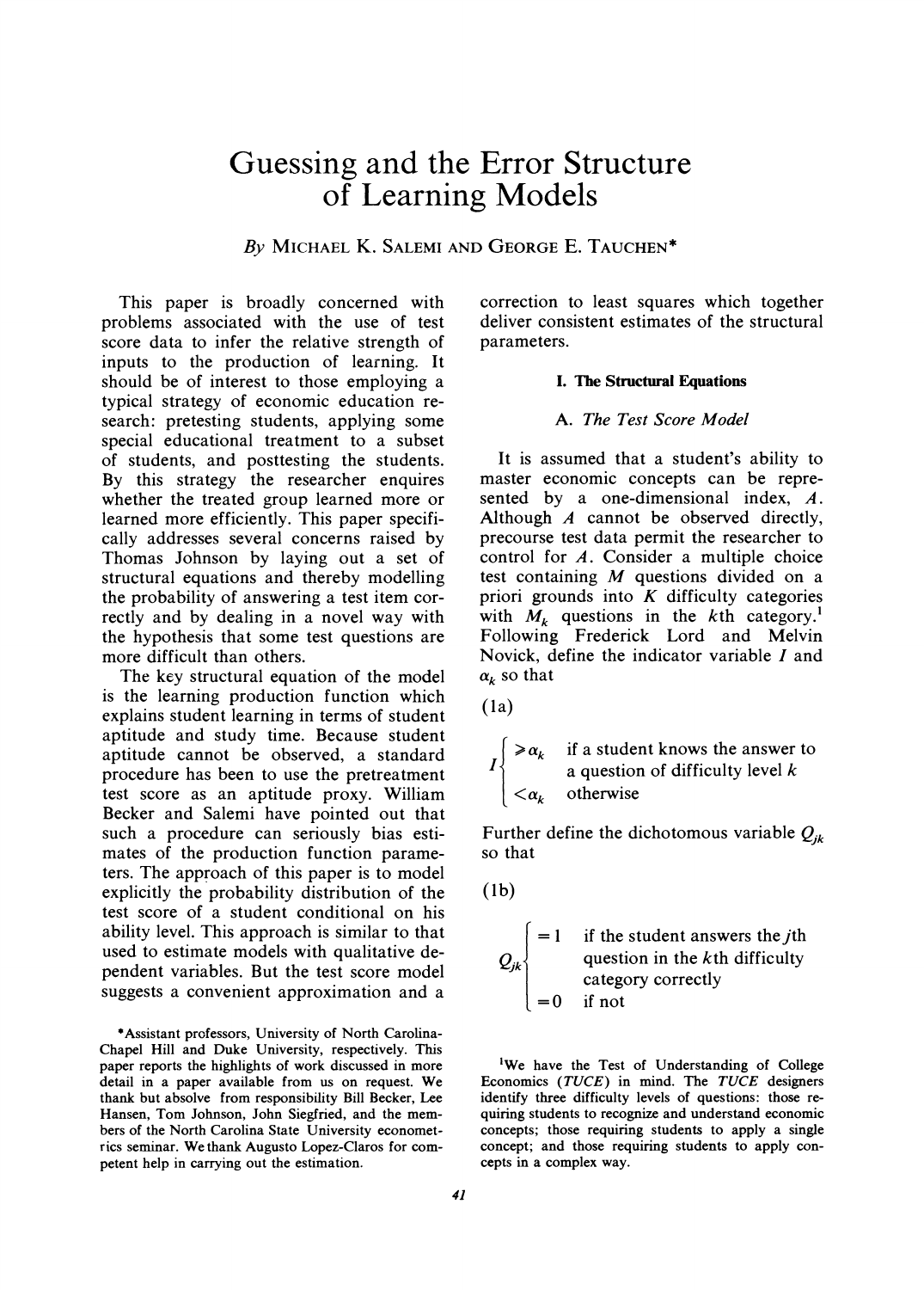// Guessing and the Error Structure of Learning Models

*By* Michael K. Salemi and George E. Tauchen*

This paper is broadly concerned with problems associated with the use of test score data to infer the relative strength of inputs to the production of learning. It should be of interest to those employing a typical strategy of economic education research: pretesting students, applying some special educational treatment to a subset of students, and posttesting the students. By this strategy the researcher enquires whether the treated group learned more or learned more efficiently. This paper specifically addresses several concerns raised by Thomas Johnson by laying out a set of structural equations and thereby modelling the probability of answering a test item correctly and by dealing in a novel way with the hypothesis that some test questions are more difficult than others.

The key structural equation of the model is the learning production function which explains student learning in terms of student aptitude and study time. Because student aptitude cannot be observed, a standard procedure has been to use the pretreatment test score as an aptitude proxy. William Becker and Salemi have pointed out that such a procedure can seriously bias estimates of the production function parameters. The approach of this paper is to model explicitly the probability distribution of the test score of a student conditional on his ability level. This approach is similar to that used to estimate models with qualitative dependent variables. But the test score model suggests a convenient approximation and a correction to least squares which together deliver consistent estimates of the structural parameters.

## I. The Structural Equations

### A. *The Test Score Model*

It is assumed that a student's ability to master economic concepts can be represented by a one-dimensional index, $A$. Although $A$ cannot be observed directly, precourse test data permit the researcher to control for $A$. Consider a multiple choice test containing $M$ questions divided on a priori grounds into $K$ difficulty categories with $M_k$ questions in the $k$th category.[1] Following Frederick Lord and Melvin Novick, define the indicator variable $I$ and $\alpha_k$ so that

(1a)

$$I \begin{cases} \geqslant \alpha_k & \text{if a student knows the answer to a question of difficulty level } k \\ < \alpha_k & \text{otherwise} \end{cases}$$

Further define the dichotomous variable $Q_{jk}$ so that

(1b)

$$Q_{jk} \begin{cases} = 1 & \text{if the student answers the } j\text{th question in the } k\text{th difficulty category correctly} \\ = 0 & \text{if not} \end{cases}$$

*Assistant professors, University of North Carolina-Chapel Hill and Duke University, respectively. This paper reports the highlights of work discussed in more detail in a paper available from us on request. We thank but absolve from responsibility Bill Becker, Lee Hansen, Tom Johnson, John Siegfried, and the members of the North Carolina State University econometrics seminar. We thank Augusto Lopez-Claros for competent help in carrying out the estimation.

[1]We have the Test of Understanding of College Economics (*TUCE*) in mind. The *TUCE* designers identify three difficulty levels of questions: those requiring students to recognize and understand economic concepts; those requiring students to apply a single concept; and those requiring students to apply concepts in a complex way.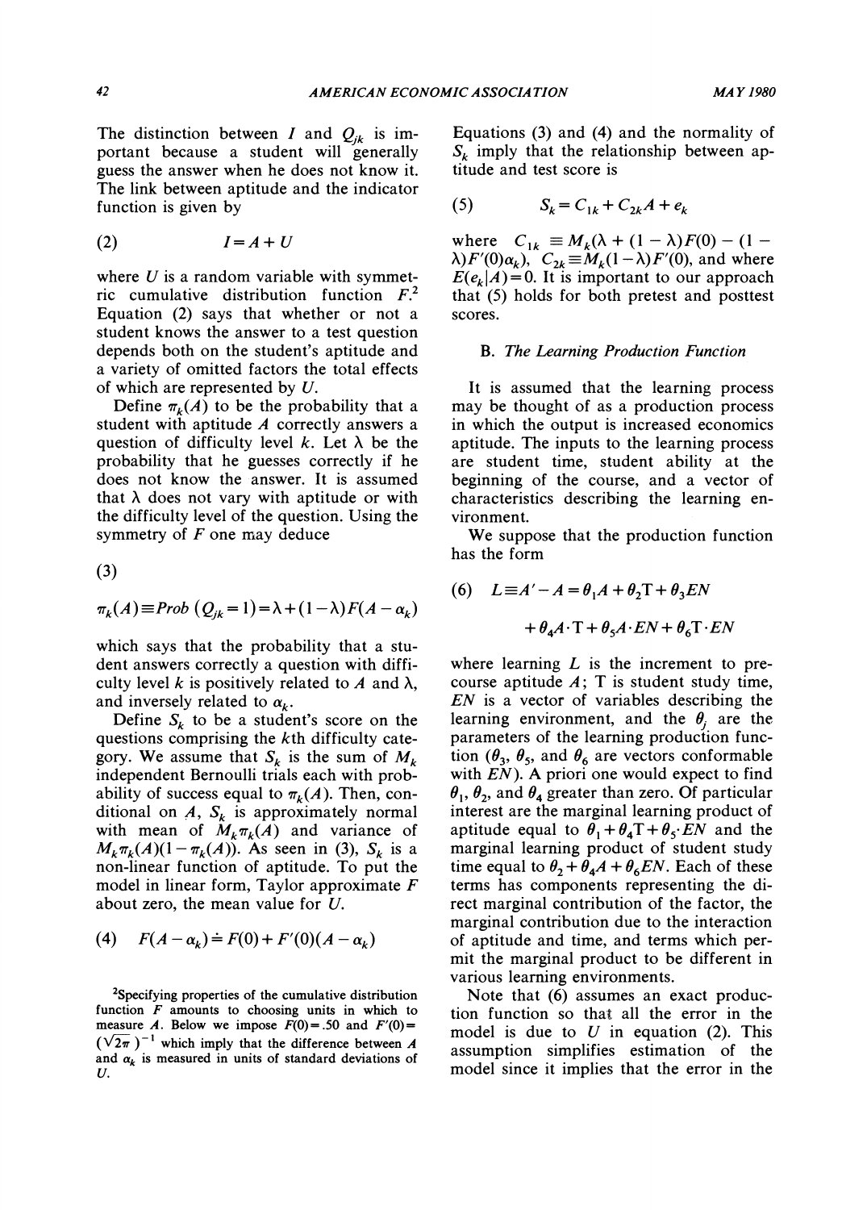The distinction between $I$ and $Q_{jk}$ is important because a student will generally guess the answer when he does not know it. The link between aptitude and the indicator function is given by

$$I = A + U \tag{2}$$

where $U$ is a random variable with symmetric cumulative distribution function $F$.[2] Equation (2) says that whether or not a student knows the answer to a test question depends both on the student's aptitude and a variety of omitted factors the total effects of which are represented by $U$.

Define $\pi_k(A)$ to be the probability that a student with aptitude $A$ correctly answers a question of difficulty level $k$. Let $\lambda$ be the probability that he guesses correctly if he does not know the answer. It is assumed that $\lambda$ does not vary with aptitude or with the difficulty level of the question. Using the symmetry of $F$ one may deduce

$$\pi_k(A) \equiv Prob\ (Q_{jk} = 1) = \lambda + (1 - \lambda) F(A - \alpha_k) \tag{3}$$

which says that the probability that a student answers correctly a question with difficulty level $k$ is positively related to $A$ and $\lambda$, and inversely related to $\alpha_k$.

Define $S_k$ to be a student's score on the questions comprising the $k$th difficulty category. We assume that $S_k$ is the sum of $M_k$ independent Bernoulli trials each with probability of success equal to $\pi_k(A)$. Then, conditional on $A$, $S_k$ is approximately normal with mean of $M_k \pi_k(A)$ and variance of $M_k \pi_k(A)(1 - \pi_k(A))$. As seen in (3), $S_k$ is a non-linear function of aptitude. To put the model in linear form, Taylor approximate $F$ about zero, the mean value for $U$.

$$F(A - \alpha_k) \doteq F(0) + F'(0)(A - \alpha_k) \tag{4}$$

[2] Specifying properties of the cumulative distribution function $F$ amounts to choosing units in which to measure $A$. Below we impose $F(0) = .50$ and $F'(0) = (\sqrt{2\pi})^{-1}$ which imply that the difference between $A$ and $\alpha_k$ is measured in units of standard deviations of $U$.

Equations (3) and (4) and the normality of $S_k$ imply that the relationship between aptitude and test score is

$$S_k = C_{1k} + C_{2k} A + e_k \tag{5}$$

where $C_{1k} \equiv M_k(\lambda + (1 - \lambda)F(0) - (1 - \lambda)F'(0)\alpha_k)$, $C_{2k} \equiv M_k(1 - \lambda)F'(0)$, and where $E(e_k | A) = 0$. It is important to our approach that (5) holds for both pretest and posttest scores.

### B. *The Learning Production Function*

It is assumed that the learning process may be thought of as a production process in which the output is increased economics aptitude. The inputs to the learning process are student time, student ability at the beginning of the course, and a vector of characteristics describing the learning environment.

We suppose that the production function has the form

$$L \equiv A' - A = \theta_1 A + \theta_2 T + \theta_3 EN + \theta_4 A \cdot T + \theta_5 A \cdot EN + \theta_6 T \cdot EN \tag{6}$$

where learning $L$ is the increment to precourse aptitude $A$; T is student study time, $EN$ is a vector of variables describing the learning environment, and the $\theta_j$ are the parameters of the learning production function ($\theta_3$, $\theta_5$, and $\theta_6$ are vectors conformable with $EN$). A priori one would expect to find $\theta_1$, $\theta_2$, and $\theta_4$ greater than zero. Of particular interest are the marginal learning product of aptitude equal to $\theta_1 + \theta_4 T + \theta_5 \cdot EN$ and the marginal learning product of student study time equal to $\theta_2 + \theta_4 A + \theta_6 EN$. Each of these terms has components representing the direct marginal contribution of the factor, the marginal contribution due to the interaction of aptitude and time, and terms which permit the marginal product to be different in various learning environments.

Note that (6) assumes an exact production function so that all the error in the model is due to $U$ in equation (2). This assumption simplifies estimation of the model since it implies that the error in the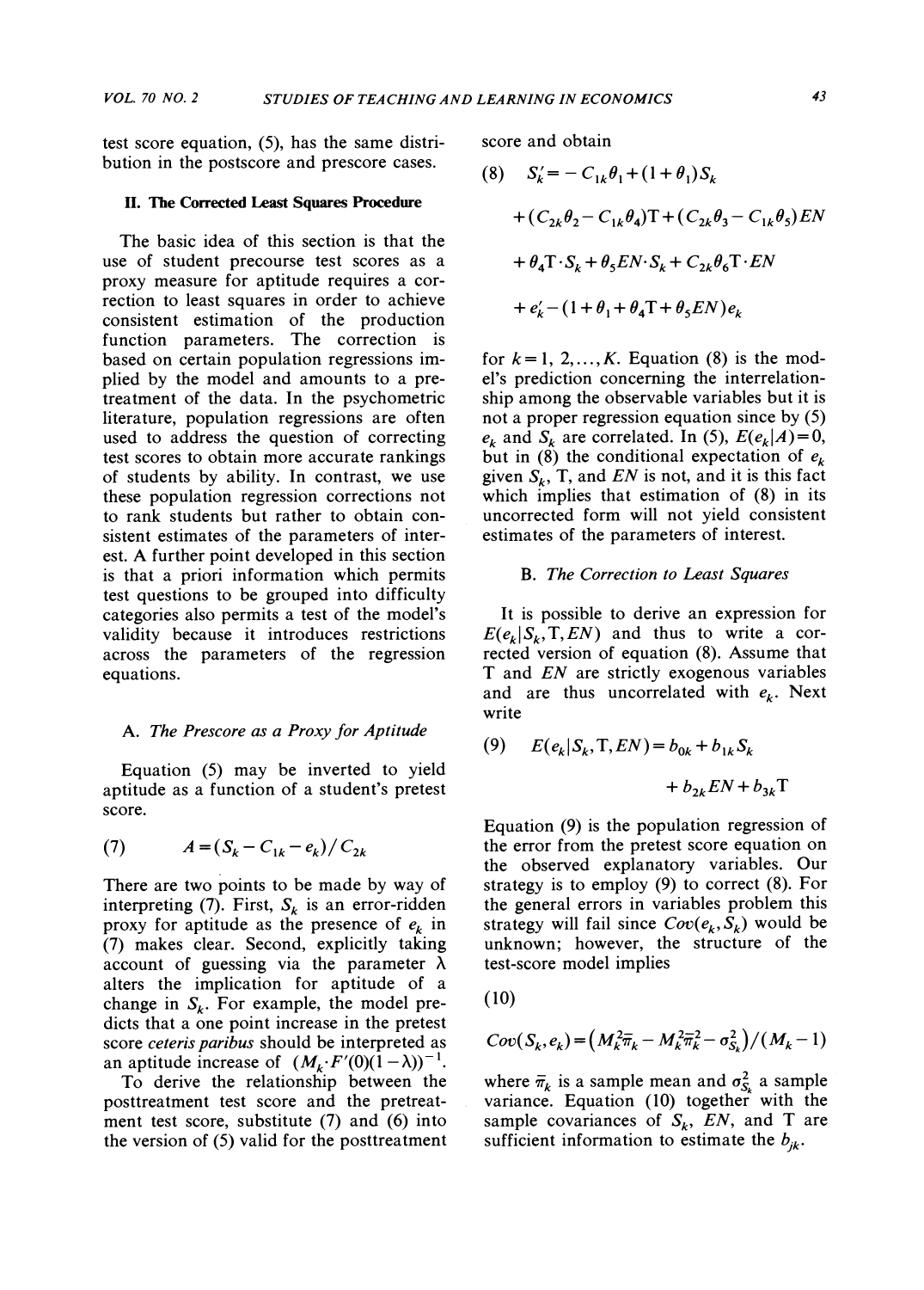test score equation, (5), has the same distribution in the postscore and prescore cases.

## II. The Corrected Least Squares Procedure

The basic idea of this section is that the use of student precourse test scores as a proxy measure for aptitude requires a correction to least squares in order to achieve consistent estimation of the production function parameters. The correction is based on certain population regressions implied by the model and amounts to a pretreatment of the data. In the psychometric literature, population regressions are often used to address the question of correcting test scores to obtain more accurate rankings of students by ability. In contrast, we use these population regression corrections not to rank students but rather to obtain consistent estimates of the parameters of interest. A further point developed in this section is that a priori information which permits test questions to be grouped into difficulty categories also permits a test of the model's validity because it introduces restrictions across the parameters of the regression equations.

### A. *The Prescore as a Proxy for Aptitude*

Equation (5) may be inverted to yield aptitude as a function of a student's pretest score.

$$A = (S_k - C_{1k} - e_k)/C_{2k} \tag{7}$$

There are two points to be made by way of interpreting (7). First, $S_k$ is an error-ridden proxy for aptitude as the presence of $e_k$ in (7) makes clear. Second, explicitly taking account of guessing via the parameter $\lambda$ alters the implication for aptitude of a change in $S_k$. For example, the model predicts that a one point increase in the pretest score *ceteris paribus* should be interpreted as an aptitude increase of $(M_k \cdot F'(0)(1-\lambda))^{-1}$.

To derive the relationship between the posttreatment test score and the pretreatment test score, substitute (7) and (6) into the version of (5) valid for the posttreatment score and obtain

$$\begin{aligned} S_k' = & -C_{1k}\theta_1 + (1+\theta_1)S_k \\ & + (C_{2k}\theta_2 - C_{1k}\theta_4)\mathrm{T} + (C_{2k}\theta_3 - C_{1k}\theta_5)EN \\ & + \theta_4 \mathrm{T} \cdot S_k + \theta_5 EN \cdot S_k + C_{2k}\theta_6 \mathrm{T} \cdot EN \\ & + e_k' - (1 + \theta_1 + \theta_4 \mathrm{T} + \theta_5 EN) e_k \end{aligned} \tag{8}$$

for $k = 1, 2, \ldots, K$. Equation (8) is the model's prediction concerning the interrelationship among the observable variables but it is not a proper regression equation since by (5) $e_k$ and $S_k$ are correlated. In (5), $E(e_k|A) = 0$, but in (8) the conditional expectation of $e_k$ given $S_k$, T, and $EN$ is not, and it is this fact which implies that estimation of (8) in its uncorrected form will not yield consistent estimates of the parameters of interest.

### B. *The Correction to Least Squares*

It is possible to derive an expression for $E(e_k|S_k, \mathrm{T}, EN)$ and thus to write a corrected version of equation (8). Assume that T and $EN$ are strictly exogenous variables and are thus uncorrelated with $e_k$. Next write

$$E(e_k|S_k, \mathrm{T}, EN) = b_{0k} + b_{1k}S_k + b_{2k}EN + b_{3k}\mathrm{T} \tag{9}$$

Equation (9) is the population regression of the error from the pretest score equation on the observed explanatory variables. Our strategy is to employ (9) to correct (8). For the general errors in variables problem this strategy will fail since $Cov(e_k, S_k)$ would be unknown; however, the structure of the test-score model implies

$$Cov(S_k, e_k) = \left(M_k^2 \bar{\pi}_k - M_k^2 \bar{\pi}_k^2 - \sigma_{S_k}^2\right)/(M_k - 1) \tag{10}$$

where $\bar{\pi}_k$ is a sample mean and $\sigma_{S_k}^2$ a sample variance. Equation (10) together with the sample covariances of $S_k$, $EN$, and T are sufficient information to estimate the $b_{jk}$.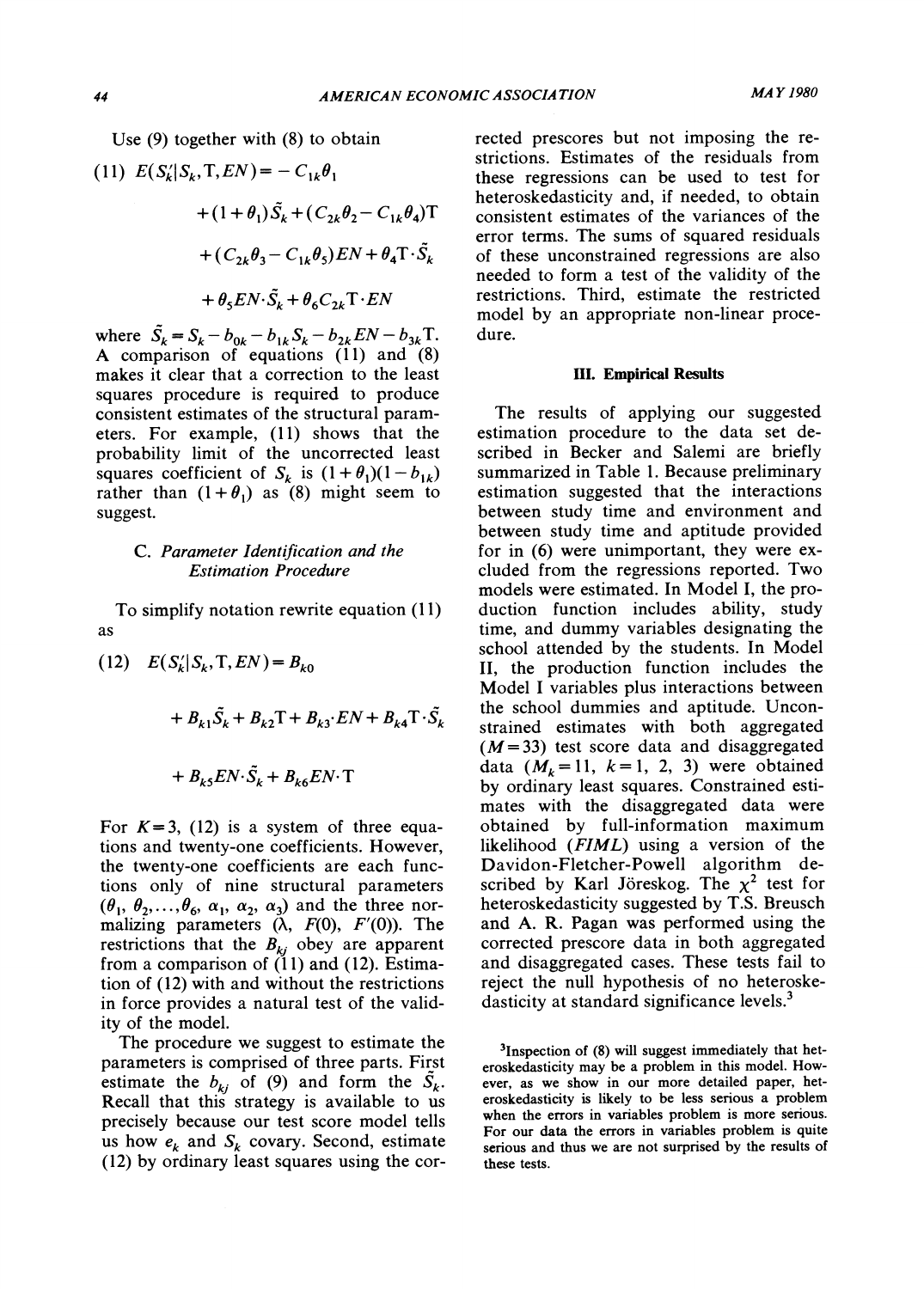Use (9) together with (8) to obtain

$$(11)\quad E(S_k'|S_k,\mathrm{T},EN) = -C_{1k}\theta_1 + (1+\theta_1)\tilde{S}_k + (C_{2k}\theta_2 - C_{1k}\theta_4)\mathrm{T} + (C_{2k}\theta_3 - C_{1k}\theta_5)EN + \theta_4\mathrm{T}\cdot\tilde{S}_k + \theta_5 EN\cdot\tilde{S}_k + \theta_6 C_{2k}\mathrm{T}\cdot EN$$

where $\tilde{S}_k = S_k - b_{0k} - b_{1k}S_k - b_{2k}EN - b_{3k}\mathrm{T}$. A comparison of equations (11) and (8) makes it clear that a correction to the least squares procedure is required to produce consistent estimates of the structural parameters. For example, (11) shows that the probability limit of the uncorrected least squares coefficient of $S_k$ is $(1+\theta_1)(1-b_{1k})$ rather than $(1+\theta_1)$ as (8) might seem to suggest.

### C. Parameter Identification and the Estimation Procedure

To simplify notation rewrite equation (11) as

$$(12)\quad E(S_k'|S_k,\mathrm{T},EN) = B_{k0} + B_{k1}\tilde{S}_k + B_{k2}\mathrm{T} + B_{k3}\cdot EN + B_{k4}\mathrm{T}\cdot\tilde{S}_k + B_{k5}EN\cdot\tilde{S}_k + B_{k6}EN\cdot\mathrm{T}$$

For $K=3$, (12) is a system of three equations and twenty-one coefficients. However, the twenty-one coefficients are each functions only of nine structural parameters ($\theta_1, \theta_2, \ldots, \theta_6, \alpha_1, \alpha_2, \alpha_3$) and the three normalizing parameters ($\lambda$, $F(0)$, $F'(0)$). The restrictions that the $B_{kj}$ obey are apparent from a comparison of (11) and (12). Estimation of (12) with and without the restrictions in force provides a natural test of the validity of the model.

The procedure we suggest to estimate the parameters is comprised of three parts. First estimate the $b_{kj}$ of (9) and form the $\tilde{S}_k$. Recall that this strategy is available to us precisely because our test score model tells us how $e_k$ and $S_k$ covary. Second, estimate (12) by ordinary least squares using the corrected prescores but not imposing the restrictions. Estimates of the residuals from these regressions can be used to test for heteroskedasticity and, if needed, to obtain consistent estimates of the variances of the error terms. The sums of squared residuals of these unconstrained regressions are also needed to form a test of the validity of the restrictions. Third, estimate the restricted model by an appropriate non-linear procedure.

## III. Empirical Results

The results of applying our suggested estimation procedure to the data set described in Becker and Salemi are briefly summarized in Table 1. Because preliminary estimation suggested that the interactions between study time and environment and between study time and aptitude provided for in (6) were unimportant, they were excluded from the regressions reported. Two models were estimated. In Model I, the production function includes ability, study time, and dummy variables designating the school attended by the students. In Model II, the production function includes the Model I variables plus interactions between the school dummies and aptitude. Unconstrained estimates with both aggregated ($M=33$) test score data and disaggregated data ($M_k=11$, $k=1, 2, 3$) were obtained by ordinary least squares. Constrained estimates with the disaggregated data were obtained by full-information maximum likelihood (*FIML*) using a version of the Davidon-Fletcher-Powell algorithm described by Karl Jöreskog. The $\chi^2$ test for heteroskedasticity suggested by T.S. Breusch and A. R. Pagan was performed using the corrected prescore data in both aggregated and disaggregated cases. These tests fail to reject the null hypothesis of no heteroskedasticity at standard significance levels.[3]

[3]Inspection of (8) will suggest immediately that heteroskedasticity may be a problem in this model. However, as we show in our more detailed paper, heteroskedasticity is likely to be less serious a problem when the errors in variables problem is more serious. For our data the errors in variables problem is quite serious and thus we are not surprised by the results of these tests.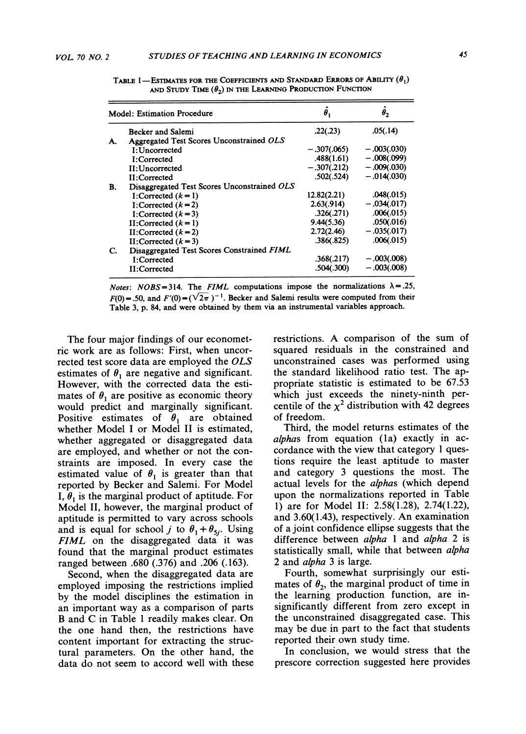TABLE 1—ESTIMATES FOR THE COEFFICIENTS AND STANDARD ERRORS OF ABILITY ($\theta_1$) AND STUDY TIME ($\theta_2$) IN THE LEARNING PRODUCTION FUNCTION

| Model: Estimation Procedure | $\hat{\theta}_1$ | $\hat{\theta}_2$ |
|---|---|---|
| Becker and Salemi | .22(.23) | .05(.14) |
| A. Aggregated Test Scores Unconstrained *OLS* | | |
| I: Uncorrected | −.307(.065) | −.003(.030) |
| I: Corrected | .488(1.61) | −.008(.099) |
| II: Uncorrected | −.307(.212) | −.009(.030) |
| II: Corrected | .502(.524) | −.014(.030) |
| B. Disaggregated Test Scores Unconstrained *OLS* | | |
| I: Corrected ($k=1$) | 12.82(2.21) | .048(.015) |
| I: Corrected ($k=2$) | 2.63(.914) | −.034(.017) |
| I: Corrected ($k=3$) | .326(.271) | .006(.015) |
| II: Corrected ($k=1$) | 9.44(5.36) | .050(.016) |
| II: Corrected ($k=2$) | 2.72(2.46) | −.035(.017) |
| II: Corrected ($k=3$) | .386(.825) | .006(.015) |
| C. Disaggregated Test Scores Constrained *FIML* | | |
| I: Corrected | .368(.217) | −.003(.008) |
| II: Corrected | .504(.300) | −.003(.008) |

*Notes*: *NOBS* = 314. The *FIML* computations impose the normalizations $\lambda = .25$, $F(0) = .50$, and $F'(0) = (\sqrt{2\pi})^{-1}$. Becker and Salemi results were computed from their Table 3, p. 84, and were obtained by them via an instrumental variables approach.

The four major findings of our econometric work are as follows: First, when uncorrected test score data are employed the *OLS* estimates of $\theta_1$ are negative and significant. However, with the corrected data the estimates of $\theta_1$ are positive as economic theory would predict and marginally significant. Positive estimates of $\theta_1$ are obtained whether Model I or Model II is estimated, whether aggregated or disaggregated data are employed, and whether or not the constraints are imposed. In every case the estimated value of $\theta_1$ is greater than that reported by Becker and Salemi. For Model I, $\theta_1$ is the marginal product of aptitude. For Model II, however, the marginal product of aptitude is permitted to vary across schools and is equal for school $j$ to $\theta_1 + \theta_{5j}$. Using *FIML* on the disaggregated data it was found that the marginal product estimates ranged between .680 (.376) and .206 (.163).

Second, when the disaggregated data are employed imposing the restrictions implied by the model disciplines the estimation in an important way as a comparison of parts B and C in Table 1 readily makes clear. On the one hand then, the restrictions have content important for extracting the structural parameters. On the other hand, the data do not seem to accord well with these restrictions. A comparison of the sum of squared residuals in the constrained and unconstrained cases was performed using the standard likelihood ratio test. The appropriate statistic is estimated to be 67.53 which just exceeds the ninety-ninth percentile of the $\chi^2$ distribution with 42 degrees of freedom.

Third, the model returns estimates of the *alphas* from equation (1a) exactly in accordance with the view that category 1 questions require the least aptitude to master and category 3 questions the most. The actual levels for the *alphas* (which depend upon the normalizations reported in Table 1) are for Model II: 2.58(1.28), 2.74(1.22), and 3.60(1.43), respectively. An examination of a joint confidence ellipse suggests that the difference between *alpha* 1 and *alpha* 2 is statistically small, while that between *alpha* 2 and *alpha* 3 is large.

Fourth, somewhat surprisingly our estimates of $\theta_2$, the marginal product of time in the learning production function, are insignificantly different from zero except in the unconstrained disaggregated case. This may be due in part to the fact that students reported their own study time.

In conclusion, we would stress that the prescore correction suggested here provides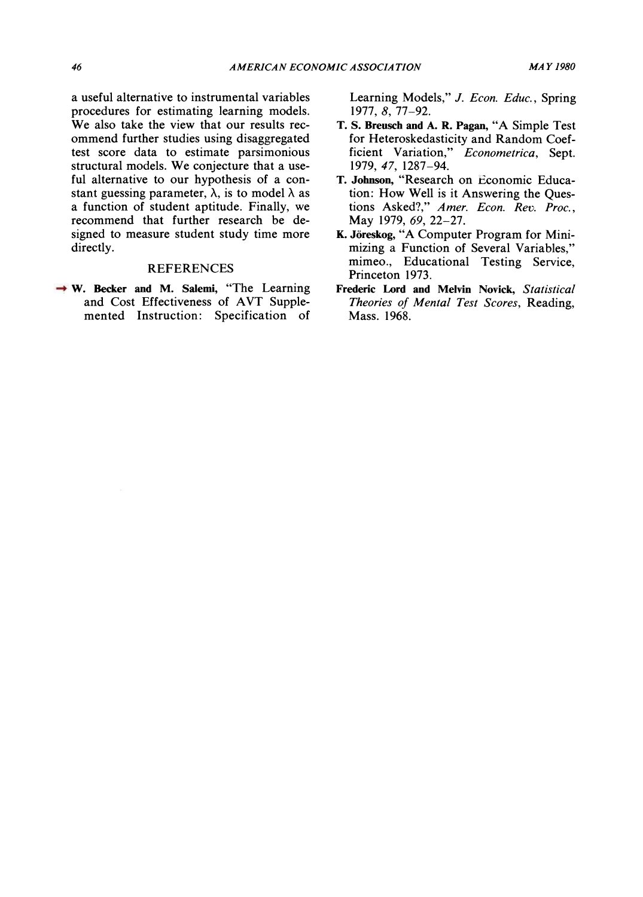a useful alternative to instrumental variables procedures for estimating learning models. We also take the view that our results recommend further studies using disaggregated test score data to estimate parsimonious structural models. We conjecture that a useful alternative to our hypothesis of a constant guessing parameter, $\lambda$, is to model $\lambda$ as a function of student aptitude. Finally, we recommend that further research be designed to measure student study time more directly.

## REFERENCES

**W. Becker and M. Salemi,** "The Learning and Cost Effectiveness of AVT Supplemented Instruction: Specification of Learning Models," *J. Econ. Educ.*, Spring 1977, *8*, 77–92.

**T. S. Breusch and A. R. Pagan,** "A Simple Test for Heteroskedasticity and Random Coefficient Variation," *Econometrica*, Sept. 1979, *47*, 1287–94.

**T. Johnson,** "Research on Economic Education: How Well is it Answering the Questions Asked?," *Amer. Econ. Rev. Proc.*, May 1979, *69*, 22–27.

**K. Jöreskog,** "A Computer Program for Minimizing a Function of Several Variables," mimeo., Educational Testing Service, Princeton 1973.

**Frederic Lord and Melvin Novick,** *Statistical Theories of Mental Test Scores*, Reading, Mass. 1968.